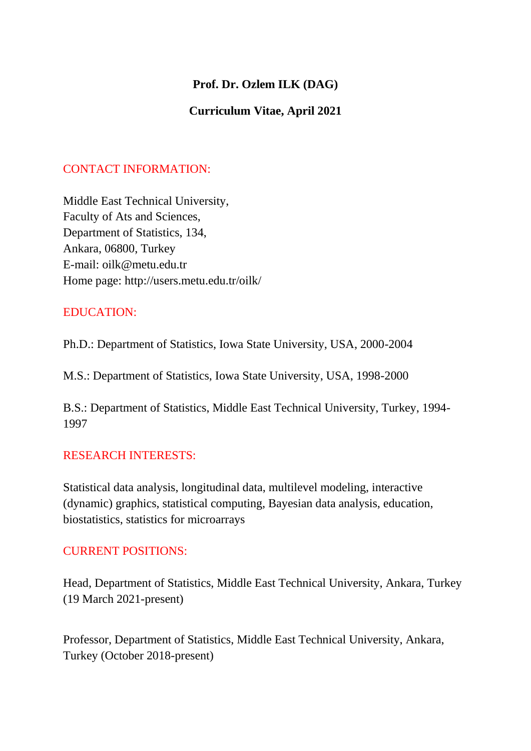# Prof. Dr. Ozlem ILK (DAG)

## Curriculum Vitae, April 2021

## CONTACT INFORMATION:

Middle East Technical University,
Faculty of Ats and Sciences,
Department of Statistics, 134,
Ankara, 06800, Turkey
E-mail: oilk@metu.edu.tr
Home page: http://users.metu.edu.tr/oilk/

## EDUCATION:

Ph.D.: Department of Statistics, Iowa State University, USA, 2000-2004

M.S.: Department of Statistics, Iowa State University, USA, 1998-2000

B.S.: Department of Statistics, Middle East Technical University, Turkey, 1994-1997

## RESEARCH INTERESTS:

Statistical data analysis, longitudinal data, multilevel modeling, interactive (dynamic) graphics, statistical computing, Bayesian data analysis, education, biostatistics, statistics for microarrays

## CURRENT POSITIONS:

Head, Department of Statistics, Middle East Technical University, Ankara, Turkey (19 March 2021-present)

Professor, Department of Statistics, Middle East Technical University, Ankara, Turkey (October 2018-present)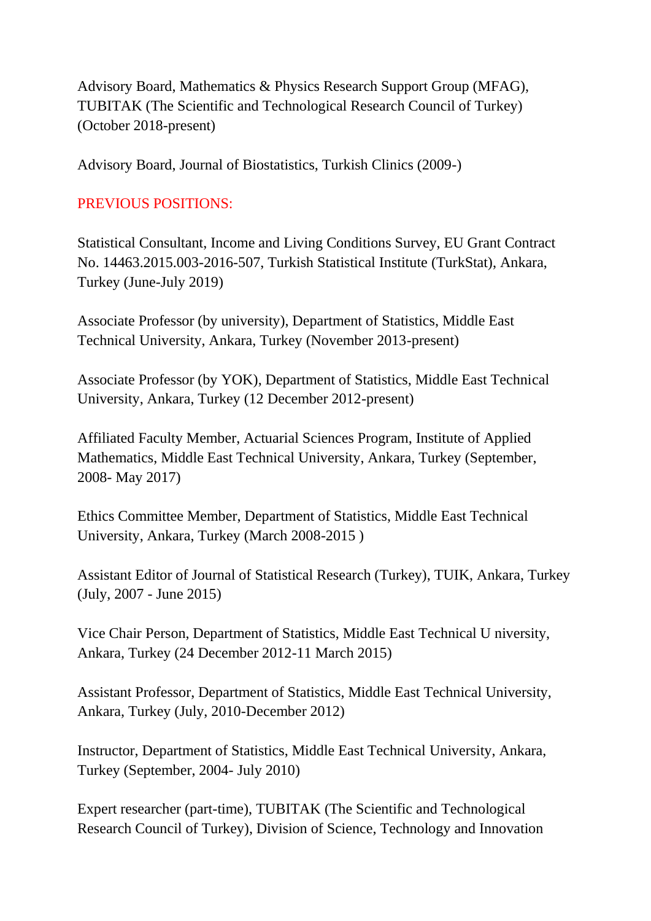Advisory Board, Mathematics & Physics Research Support Group (MFAG), TUBITAK (The Scientific and Technological Research Council of Turkey) (October 2018-present)

Advisory Board, Journal of Biostatistics, Turkish Clinics (2009-)

## PREVIOUS POSITIONS:

Statistical Consultant, Income and Living Conditions Survey, EU Grant Contract No. 14463.2015.003-2016-507, Turkish Statistical Institute (TurkStat), Ankara, Turkey (June-July 2019)

Associate Professor (by university), Department of Statistics, Middle East Technical University, Ankara, Turkey (November 2013-present)

Associate Professor (by YOK), Department of Statistics, Middle East Technical University, Ankara, Turkey (12 December 2012-present)

Affiliated Faculty Member, Actuarial Sciences Program, Institute of Applied Mathematics, Middle East Technical University, Ankara, Turkey (September, 2008- May 2017)

Ethics Committee Member, Department of Statistics, Middle East Technical University, Ankara, Turkey (March 2008-2015 )

Assistant Editor of Journal of Statistical Research (Turkey), TUIK, Ankara, Turkey (July, 2007 - June 2015)

Vice Chair Person, Department of Statistics, Middle East Technical U niversity, Ankara, Turkey (24 December 2012-11 March 2015)

Assistant Professor, Department of Statistics, Middle East Technical University, Ankara, Turkey (July, 2010-December 2012)

Instructor, Department of Statistics, Middle East Technical University, Ankara, Turkey (September, 2004- July 2010)

Expert researcher (part-time), TUBITAK (The Scientific and Technological Research Council of Turkey), Division of Science, Technology and Innovation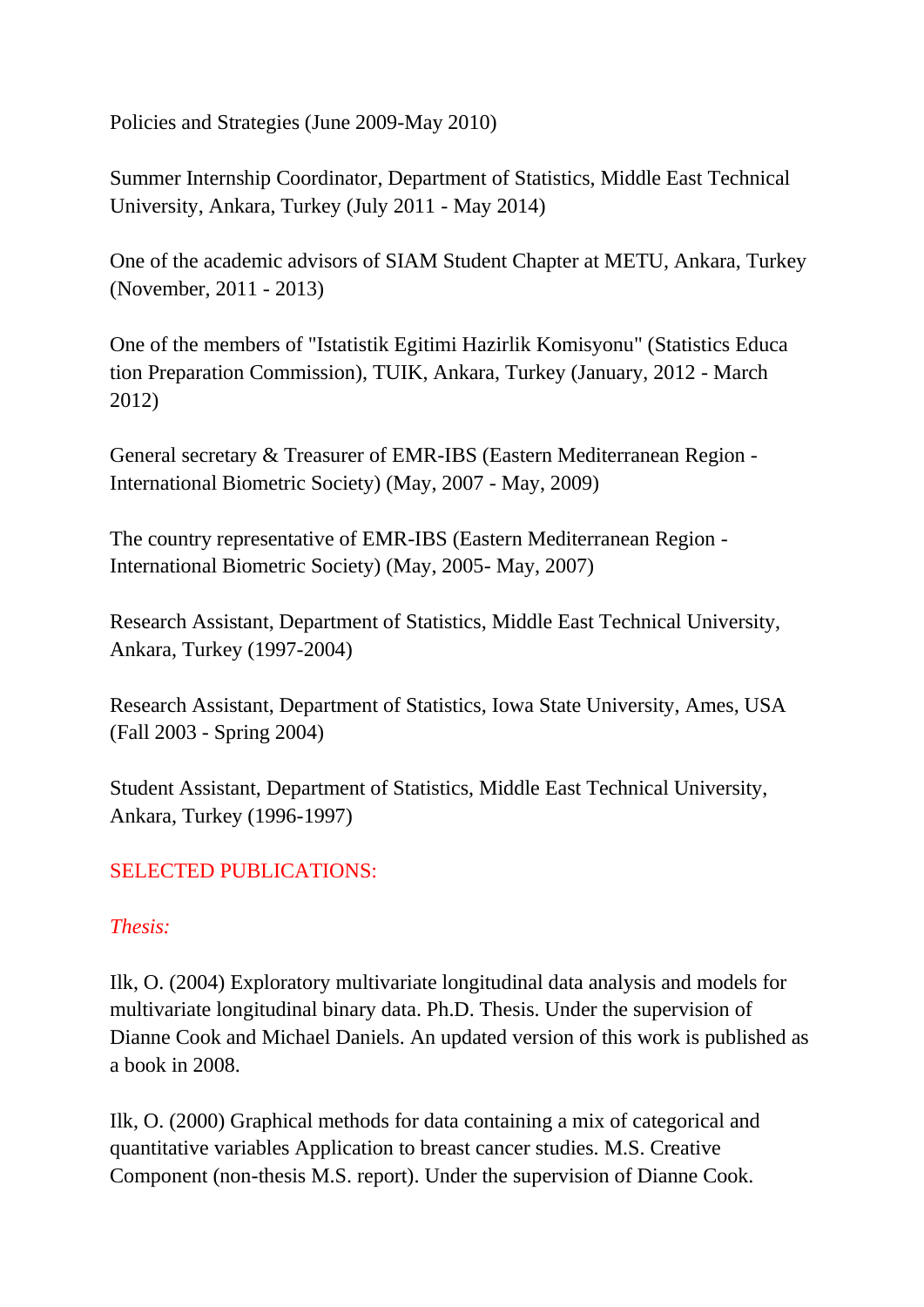Policies and Strategies (June 2009-May 2010)

Summer Internship Coordinator, Department of Statistics, Middle East Technical University, Ankara, Turkey (July 2011 - May 2014)

One of the academic advisors of SIAM Student Chapter at METU, Ankara, Turkey (November, 2011 - 2013)

One of the members of "Istatistik Egitimi Hazirlik Komisyonu" (Statistics Education Preparation Commission), TUIK, Ankara, Turkey (January, 2012 - March 2012)

General secretary & Treasurer of EMR-IBS (Eastern Mediterranean Region - International Biometric Society) (May, 2007 - May, 2009)

The country representative of EMR-IBS (Eastern Mediterranean Region - International Biometric Society) (May, 2005- May, 2007)

Research Assistant, Department of Statistics, Middle East Technical University, Ankara, Turkey (1997-2004)

Research Assistant, Department of Statistics, Iowa State University, Ames, USA (Fall 2003 - Spring 2004)

Student Assistant, Department of Statistics, Middle East Technical University, Ankara, Turkey (1996-1997)

## SELECTED PUBLICATIONS:

### *Thesis:*

Ilk, O. (2004) Exploratory multivariate longitudinal data analysis and models for multivariate longitudinal binary data. Ph.D. Thesis. Under the supervision of Dianne Cook and Michael Daniels. An updated version of this work is published as a book in 2008.

Ilk, O. (2000) Graphical methods for data containing a mix of categorical and quantitative variables Application to breast cancer studies. M.S. Creative Component (non-thesis M.S. report). Under the supervision of Dianne Cook.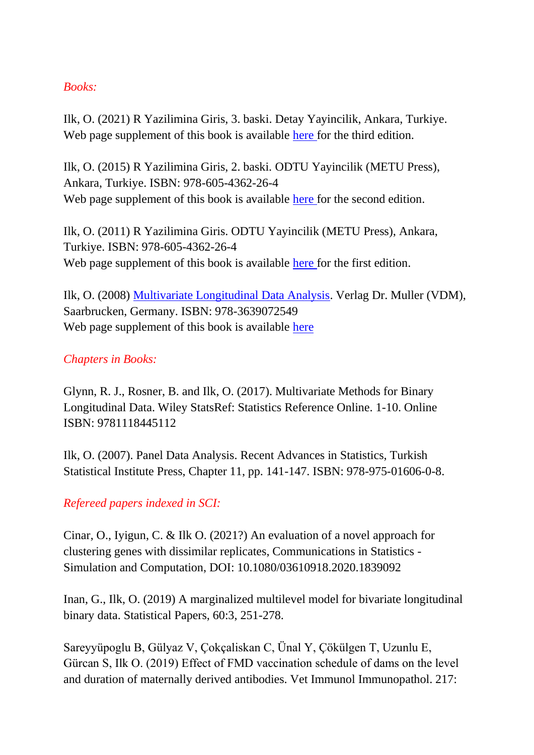*Books:*

Ilk, O. (2021) R Yazilimina Giris, 3. baski. Detay Yayincilik, Ankara, Turkiye. Web page supplement of this book is available here for the third edition.

Ilk, O. (2015) R Yazilimina Giris, 2. baski. ODTU Yayincilik (METU Press), Ankara, Turkiye. ISBN: 978-605-4362-26-4
Web page supplement of this book is available here for the second edition.

Ilk, O. (2011) R Yazilimina Giris. ODTU Yayincilik (METU Press), Ankara, Turkiye. ISBN: 978-605-4362-26-4
Web page supplement of this book is available here for the first edition.

Ilk, O. (2008) Multivariate Longitudinal Data Analysis. Verlag Dr. Muller (VDM), Saarbrucken, Germany. ISBN: 978-3639072549
Web page supplement of this book is available here

*Chapters in Books:*

Glynn, R. J., Rosner, B. and Ilk, O. (2017). Multivariate Methods for Binary Longitudinal Data. Wiley StatsRef: Statistics Reference Online. 1-10. Online ISBN: 9781118445112

Ilk, O. (2007). Panel Data Analysis. Recent Advances in Statistics, Turkish Statistical Institute Press, Chapter 11, pp. 141-147. ISBN: 978-975-01606-0-8.

*Refereed papers indexed in SCI:*

Cinar, O., Iyigun, C. & Ilk O. (2021?) An evaluation of a novel approach for clustering genes with dissimilar replicates, Communications in Statistics - Simulation and Computation, DOI: 10.1080/03610918.2020.1839092

Inan, G., Ilk, O. (2019) A marginalized multilevel model for bivariate longitudinal binary data. Statistical Papers, 60:3, 251-278.

Sareyyüpoglu B, Gülyaz V, Çokçaliskan C, Ünal Y, Çökülgen T, Uzunlu E, Gürcan S, Ilk O. (2019) Effect of FMD vaccination schedule of dams on the level and duration of maternally derived antibodies. Vet Immunol Immunopathol. 217: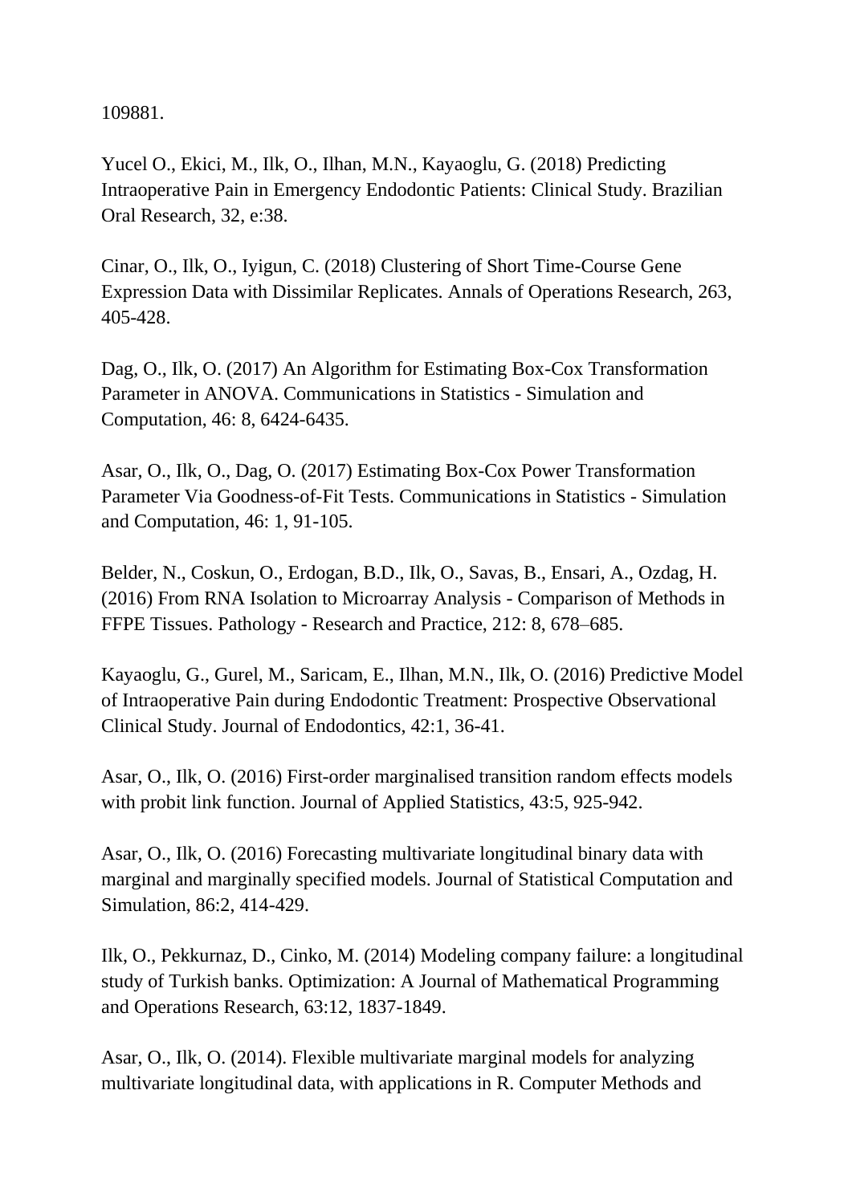109881.

Yucel O., Ekici, M., Ilk, O., Ilhan, M.N., Kayaoglu, G. (2018) Predicting Intraoperative Pain in Emergency Endodontic Patients: Clinical Study. Brazilian Oral Research, 32, e:38.

Cinar, O., Ilk, O., Iyigun, C. (2018) Clustering of Short Time-Course Gene Expression Data with Dissimilar Replicates. Annals of Operations Research, 263, 405-428.

Dag, O., Ilk, O. (2017) An Algorithm for Estimating Box-Cox Transformation Parameter in ANOVA. Communications in Statistics - Simulation and Computation, 46: 8, 6424-6435.

Asar, O., Ilk, O., Dag, O. (2017) Estimating Box-Cox Power Transformation Parameter Via Goodness-of-Fit Tests. Communications in Statistics - Simulation and Computation, 46: 1, 91-105.

Belder, N., Coskun, O., Erdogan, B.D., Ilk, O., Savas, B., Ensari, A., Ozdag, H. (2016) From RNA Isolation to Microarray Analysis - Comparison of Methods in FFPE Tissues. Pathology - Research and Practice, 212: 8, 678–685.

Kayaoglu, G., Gurel, M., Saricam, E., Ilhan, M.N., Ilk, O. (2016) Predictive Model of Intraoperative Pain during Endodontic Treatment: Prospective Observational Clinical Study. Journal of Endodontics, 42:1, 36-41.

Asar, O., Ilk, O. (2016) First-order marginalised transition random effects models with probit link function. Journal of Applied Statistics, 43:5, 925-942.

Asar, O., Ilk, O. (2016) Forecasting multivariate longitudinal binary data with marginal and marginally specified models. Journal of Statistical Computation and Simulation, 86:2, 414-429.

Ilk, O., Pekkurnaz, D., Cinko, M. (2014) Modeling company failure: a longitudinal study of Turkish banks. Optimization: A Journal of Mathematical Programming and Operations Research, 63:12, 1837-1849.

Asar, O., Ilk, O. (2014). Flexible multivariate marginal models for analyzing multivariate longitudinal data, with applications in R. Computer Methods and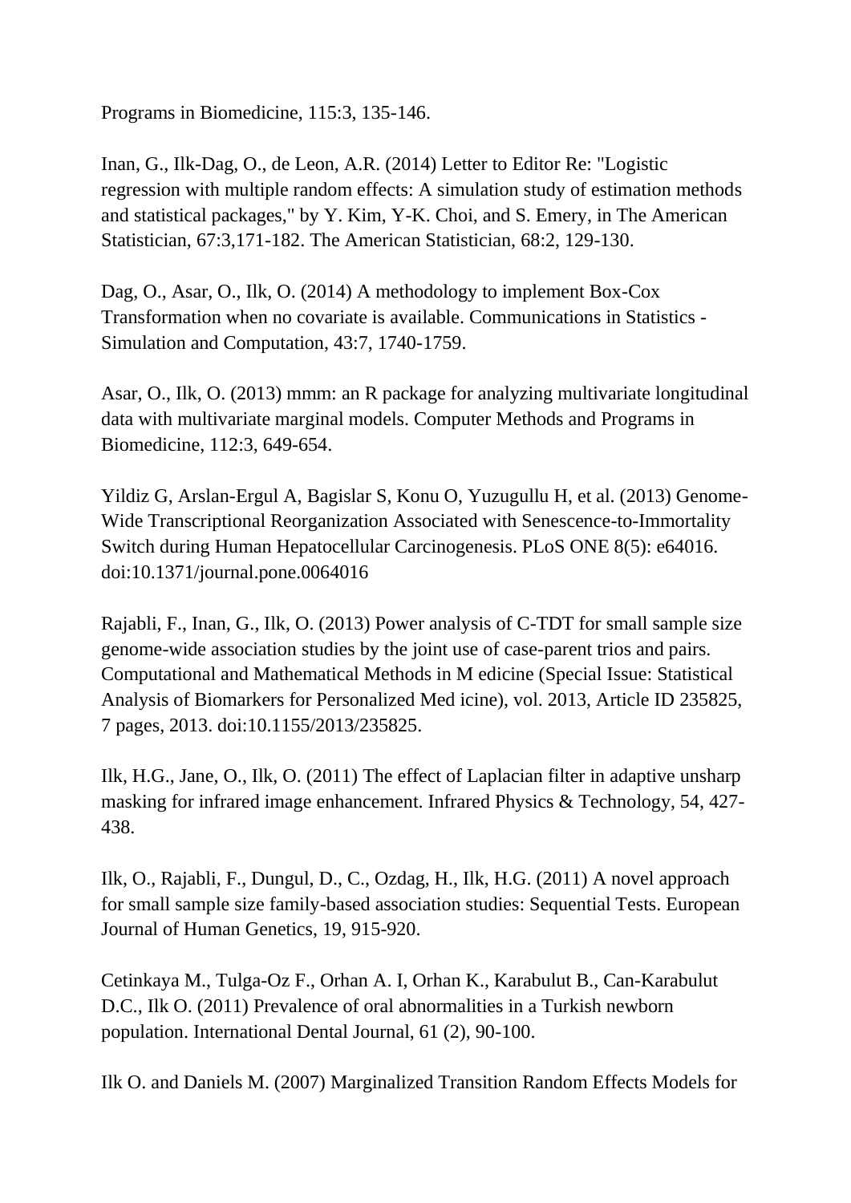Programs in Biomedicine, 115:3, 135-146.

Inan, G., Ilk-Dag, O., de Leon, A.R. (2014) Letter to Editor Re: "Logistic regression with multiple random effects: A simulation study of estimation methods and statistical packages," by Y. Kim, Y-K. Choi, and S. Emery, in The American Statistician, 67:3,171-182. The American Statistician, 68:2, 129-130.

Dag, O., Asar, O., Ilk, O. (2014) A methodology to implement Box-Cox Transformation when no covariate is available. Communications in Statistics - Simulation and Computation, 43:7, 1740-1759.

Asar, O., Ilk, O. (2013) mmm: an R package for analyzing multivariate longitudinal data with multivariate marginal models. Computer Methods and Programs in Biomedicine, 112:3, 649-654.

Yildiz G, Arslan-Ergul A, Bagislar S, Konu O, Yuzugullu H, et al. (2013) Genome-Wide Transcriptional Reorganization Associated with Senescence-to-Immortality Switch during Human Hepatocellular Carcinogenesis. PLoS ONE 8(5): e64016. doi:10.1371/journal.pone.0064016

Rajabli, F., Inan, G., Ilk, O. (2013) Power analysis of C-TDT for small sample size genome-wide association studies by the joint use of case-parent trios and pairs. Computational and Mathematical Methods in M edicine (Special Issue: Statistical Analysis of Biomarkers for Personalized Med icine), vol. 2013, Article ID 235825, 7 pages, 2013. doi:10.1155/2013/235825.

Ilk, H.G., Jane, O., Ilk, O. (2011) The effect of Laplacian filter in adaptive unsharp masking for infrared image enhancement. Infrared Physics & Technology, 54, 427-438.

Ilk, O., Rajabli, F., Dungul, D., C., Ozdag, H., Ilk, H.G. (2011) A novel approach for small sample size family-based association studies: Sequential Tests. European Journal of Human Genetics, 19, 915-920.

Cetinkaya M., Tulga-Oz F., Orhan A. I, Orhan K., Karabulut B., Can-Karabulut D.C., Ilk O. (2011) Prevalence of oral abnormalities in a Turkish newborn population. International Dental Journal, 61 (2), 90-100.

Ilk O. and Daniels M. (2007) Marginalized Transition Random Effects Models for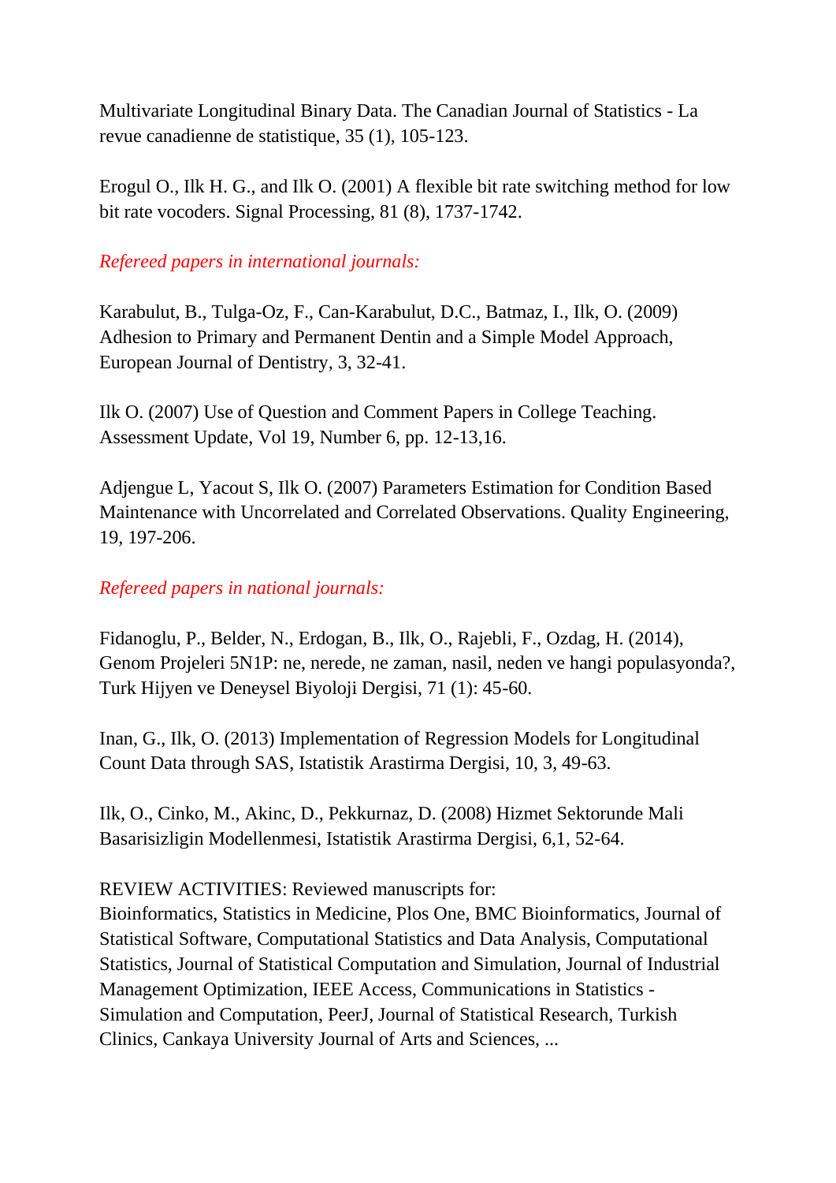Multivariate Longitudinal Binary Data. The Canadian Journal of Statistics - La revue canadienne de statistique, 35 (1), 105-123.

Erogul O., Ilk H. G., and Ilk O. (2001) A flexible bit rate switching method for low bit rate vocoders. Signal Processing, 81 (8), 1737-1742.

*Refereed papers in international journals:*

Karabulut, B., Tulga-Oz, F., Can-Karabulut, D.C., Batmaz, I., Ilk, O. (2009) Adhesion to Primary and Permanent Dentin and a Simple Model Approach, European Journal of Dentistry, 3, 32-41.

Ilk O. (2007) Use of Question and Comment Papers in College Teaching. Assessment Update, Vol 19, Number 6, pp. 12-13,16.

Adjengue L, Yacout S, Ilk O. (2007) Parameters Estimation for Condition Based Maintenance with Uncorrelated and Correlated Observations. Quality Engineering, 19, 197-206.

*Refereed papers in national journals:*

Fidanoglu, P., Belder, N., Erdogan, B., Ilk, O., Rajebli, F., Ozdag, H. (2014), Genom Projeleri 5N1P: ne, nerede, ne zaman, nasil, neden ve hangi populasyonda?, Turk Hijyen ve Deneysel Biyoloji Dergisi, 71 (1): 45-60.

Inan, G., Ilk, O. (2013) Implementation of Regression Models for Longitudinal Count Data through SAS, Istatistik Arastirma Dergisi, 10, 3, 49-63.

Ilk, O., Cinko, M., Akinc, D., Pekkurnaz, D. (2008) Hizmet Sektorunde Mali Basarisizligin Modellenmesi, Istatistik Arastirma Dergisi, 6,1, 52-64.

REVIEW ACTIVITIES: Reviewed manuscripts for:
Bioinformatics, Statistics in Medicine, Plos One, BMC Bioinformatics, Journal of Statistical Software, Computational Statistics and Data Analysis, Computational Statistics, Journal of Statistical Computation and Simulation, Journal of Industrial Management Optimization, IEEE Access, Communications in Statistics - Simulation and Computation, PeerJ, Journal of Statistical Research, Turkish Clinics, Cankaya University Journal of Arts and Sciences, ...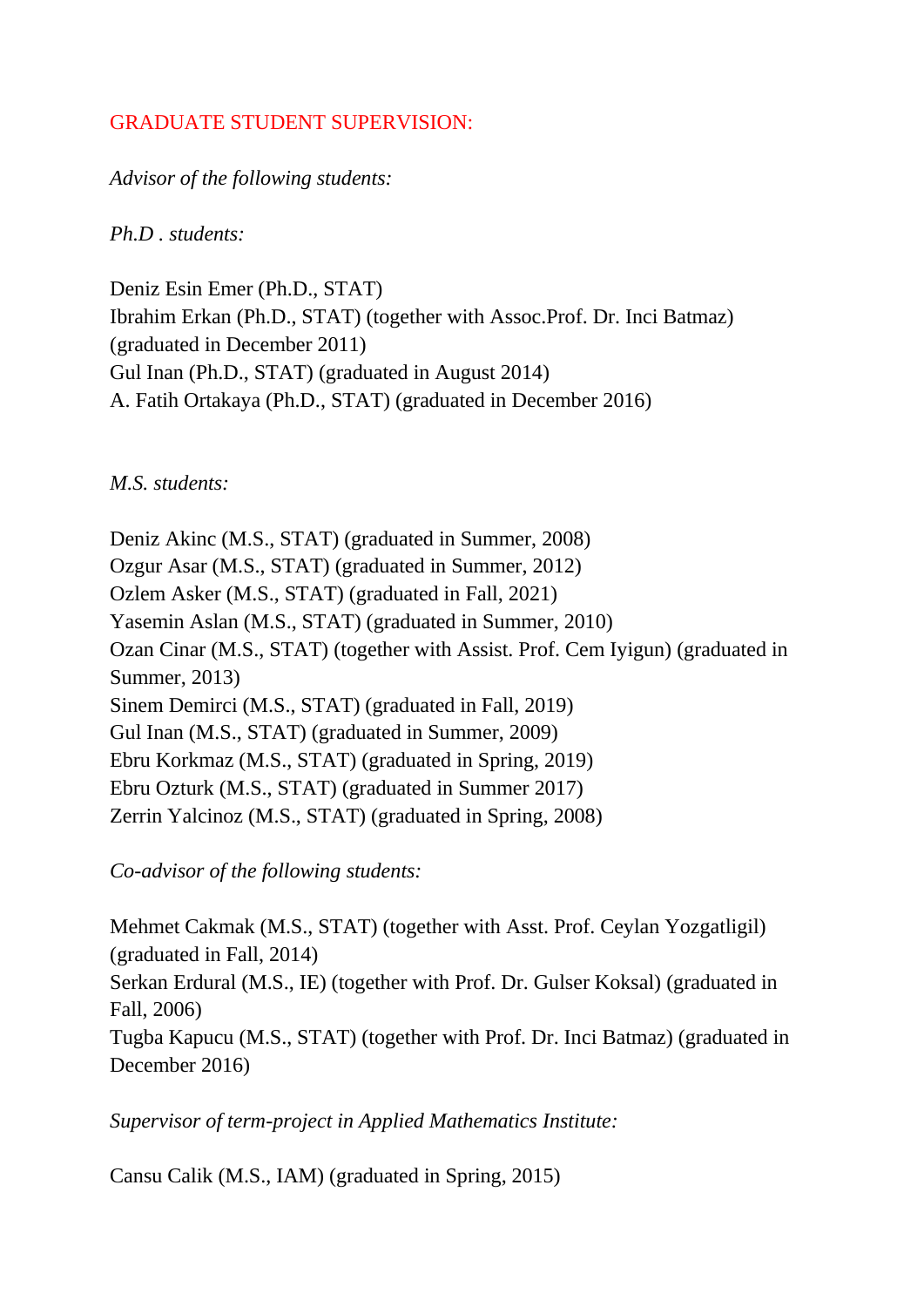## GRADUATE STUDENT SUPERVISION:

*Advisor of the following students:*

*Ph.D . students:*

Deniz Esin Emer (Ph.D., STAT)
Ibrahim Erkan (Ph.D., STAT) (together with Assoc.Prof. Dr. Inci Batmaz) (graduated in December 2011)
Gul Inan (Ph.D., STAT) (graduated in August 2014)
A. Fatih Ortakaya (Ph.D., STAT) (graduated in December 2016)

*M.S. students:*

Deniz Akinc (M.S., STAT) (graduated in Summer, 2008)
Ozgur Asar (M.S., STAT) (graduated in Summer, 2012)
Ozlem Asker (M.S., STAT) (graduated in Fall, 2021)
Yasemin Aslan (M.S., STAT) (graduated in Summer, 2010)
Ozan Cinar (M.S., STAT) (together with Assist. Prof. Cem Iyigun) (graduated in Summer, 2013)
Sinem Demirci (M.S., STAT) (graduated in Fall, 2019)
Gul Inan (M.S., STAT) (graduated in Summer, 2009)
Ebru Korkmaz (M.S., STAT) (graduated in Spring, 2019)
Ebru Ozturk (M.S., STAT) (graduated in Summer 2017)
Zerrin Yalcinoz (M.S., STAT) (graduated in Spring, 2008)

*Co-advisor of the following students:*

Mehmet Cakmak (M.S., STAT) (together with Asst. Prof. Ceylan Yozgatligil) (graduated in Fall, 2014)
Serkan Erdural (M.S., IE) (together with Prof. Dr. Gulser Koksal) (graduated in Fall, 2006)
Tugba Kapucu (M.S., STAT) (together with Prof. Dr. Inci Batmaz) (graduated in December 2016)

*Supervisor of term-project in Applied Mathematics Institute:*

Cansu Calik (M.S., IAM) (graduated in Spring, 2015)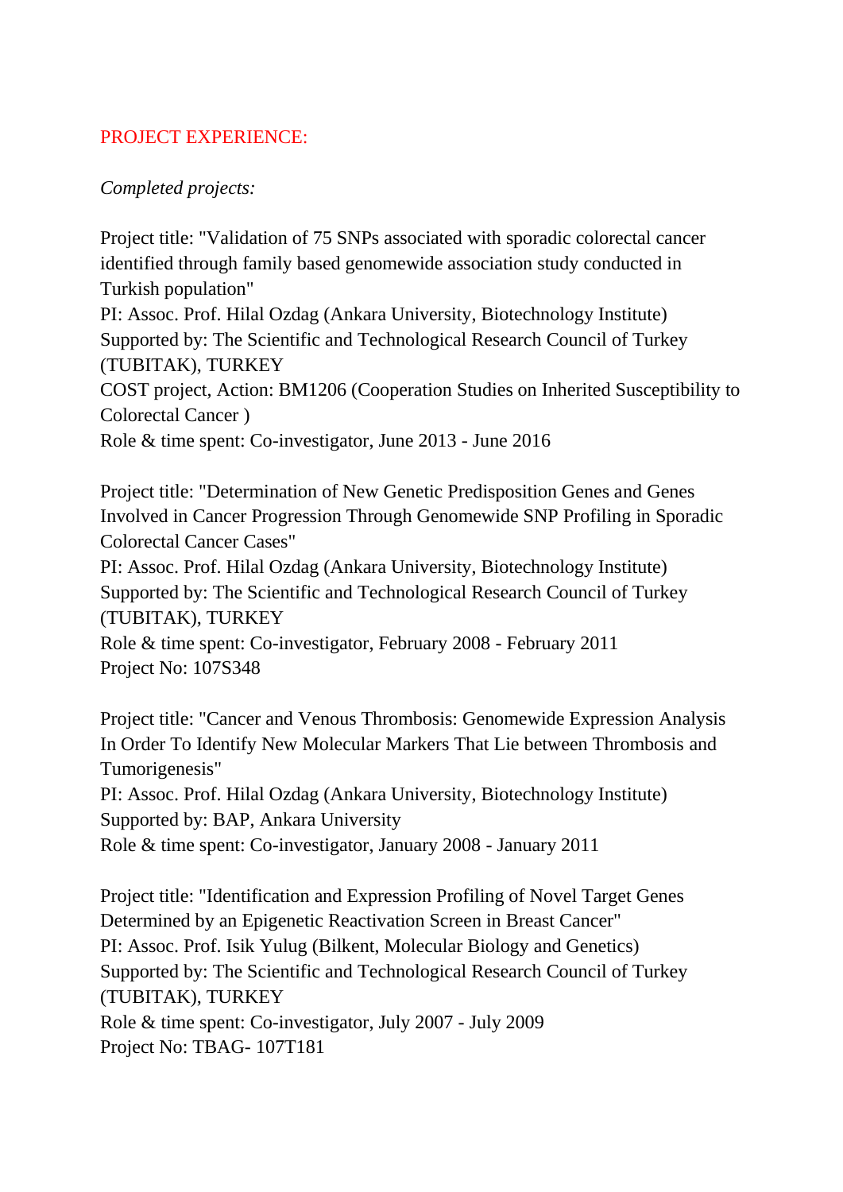## PROJECT EXPERIENCE:

*Completed projects:*

Project title: "Validation of 75 SNPs associated with sporadic colorectal cancer identified through family based genomewide association study conducted in Turkish population"
PI: Assoc. Prof. Hilal Ozdag (Ankara University, Biotechnology Institute)
Supported by: The Scientific and Technological Research Council of Turkey (TUBITAK), TURKEY
COST project, Action: BM1206 (Cooperation Studies on Inherited Susceptibility to Colorectal Cancer )
Role & time spent: Co-investigator, June 2013 - June 2016

Project title: "Determination of New Genetic Predisposition Genes and Genes Involved in Cancer Progression Through Genomewide SNP Profiling in Sporadic Colorectal Cancer Cases"
PI: Assoc. Prof. Hilal Ozdag (Ankara University, Biotechnology Institute)
Supported by: The Scientific and Technological Research Council of Turkey (TUBITAK), TURKEY
Role & time spent: Co-investigator, February 2008 - February 2011
Project No: 107S348

Project title: "Cancer and Venous Thrombosis: Genomewide Expression Analysis In Order To Identify New Molecular Markers That Lie between Thrombosis and Tumorigenesis"
PI: Assoc. Prof. Hilal Ozdag (Ankara University, Biotechnology Institute)
Supported by: BAP, Ankara University
Role & time spent: Co-investigator, January 2008 - January 2011

Project title: "Identification and Expression Profiling of Novel Target Genes Determined by an Epigenetic Reactivation Screen in Breast Cancer"
PI: Assoc. Prof. Isik Yulug (Bilkent, Molecular Biology and Genetics)
Supported by: The Scientific and Technological Research Council of Turkey (TUBITAK), TURKEY
Role & time spent: Co-investigator, July 2007 - July 2009
Project No: TBAG- 107T181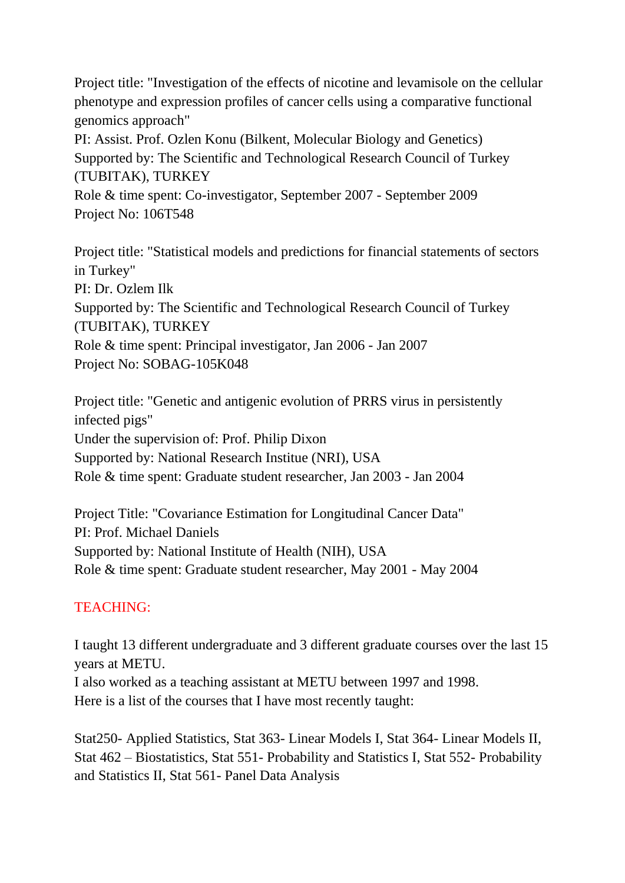Project title: "Investigation of the effects of nicotine and levamisole on the cellular phenotype and expression profiles of cancer cells using a comparative functional genomics approach"
PI: Assist. Prof. Ozlen Konu (Bilkent, Molecular Biology and Genetics)
Supported by: The Scientific and Technological Research Council of Turkey (TUBITAK), TURKEY
Role & time spent: Co-investigator, September 2007 - September 2009
Project No: 106T548

Project title: "Statistical models and predictions for financial statements of sectors in Turkey"
PI: Dr. Ozlem Ilk
Supported by: The Scientific and Technological Research Council of Turkey (TUBITAK), TURKEY
Role & time spent: Principal investigator, Jan 2006 - Jan 2007
Project No: SOBAG-105K048

Project title: "Genetic and antigenic evolution of PRRS virus in persistently infected pigs"
Under the supervision of: Prof. Philip Dixon
Supported by: National Research Institue (NRI), USA
Role & time spent: Graduate student researcher, Jan 2003 - Jan 2004

Project Title: "Covariance Estimation for Longitudinal Cancer Data"
PI: Prof. Michael Daniels
Supported by: National Institute of Health (NIH), USA
Role & time spent: Graduate student researcher, May 2001 - May 2004

## TEACHING:

I taught 13 different undergraduate and 3 different graduate courses over the last 15 years at METU.
I also worked as a teaching assistant at METU between 1997 and 1998.
Here is a list of the courses that I have most recently taught:

Stat250- Applied Statistics, Stat 363- Linear Models I, Stat 364- Linear Models II, Stat 462 – Biostatistics, Stat 551- Probability and Statistics I, Stat 552- Probability and Statistics II, Stat 561- Panel Data Analysis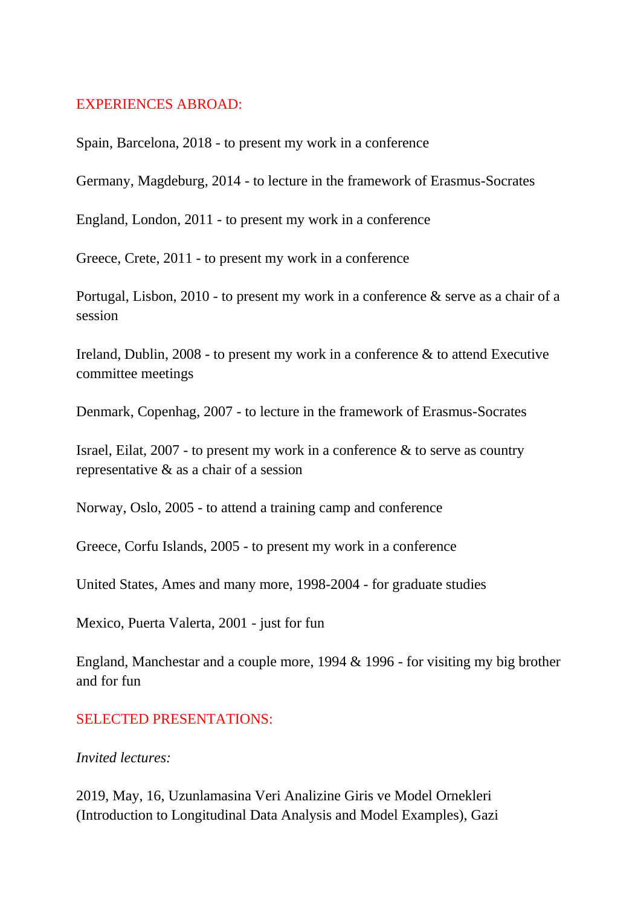## EXPERIENCES ABROAD:

Spain, Barcelona, 2018 - to present my work in a conference

Germany, Magdeburg, 2014 - to lecture in the framework of Erasmus-Socrates

England, London, 2011 - to present my work in a conference

Greece, Crete, 2011 - to present my work in a conference

Portugal, Lisbon, 2010 - to present my work in a conference & serve as a chair of a session

Ireland, Dublin, 2008 - to present my work in a conference & to attend Executive committee meetings

Denmark, Copenhag, 2007 - to lecture in the framework of Erasmus-Socrates

Israel, Eilat, 2007 - to present my work in a conference & to serve as country representative & as a chair of a session

Norway, Oslo, 2005 - to attend a training camp and conference

Greece, Corfu Islands, 2005 - to present my work in a conference

United States, Ames and many more, 1998-2004 - for graduate studies

Mexico, Puerta Valerta, 2001 - just for fun

England, Manchestar and a couple more, 1994 & 1996 - for visiting my big brother and for fun

## SELECTED PRESENTATIONS:

*Invited lectures:*

2019, May, 16, Uzunlamasina Veri Analizine Giris ve Model Ornekleri (Introduction to Longitudinal Data Analysis and Model Examples), Gazi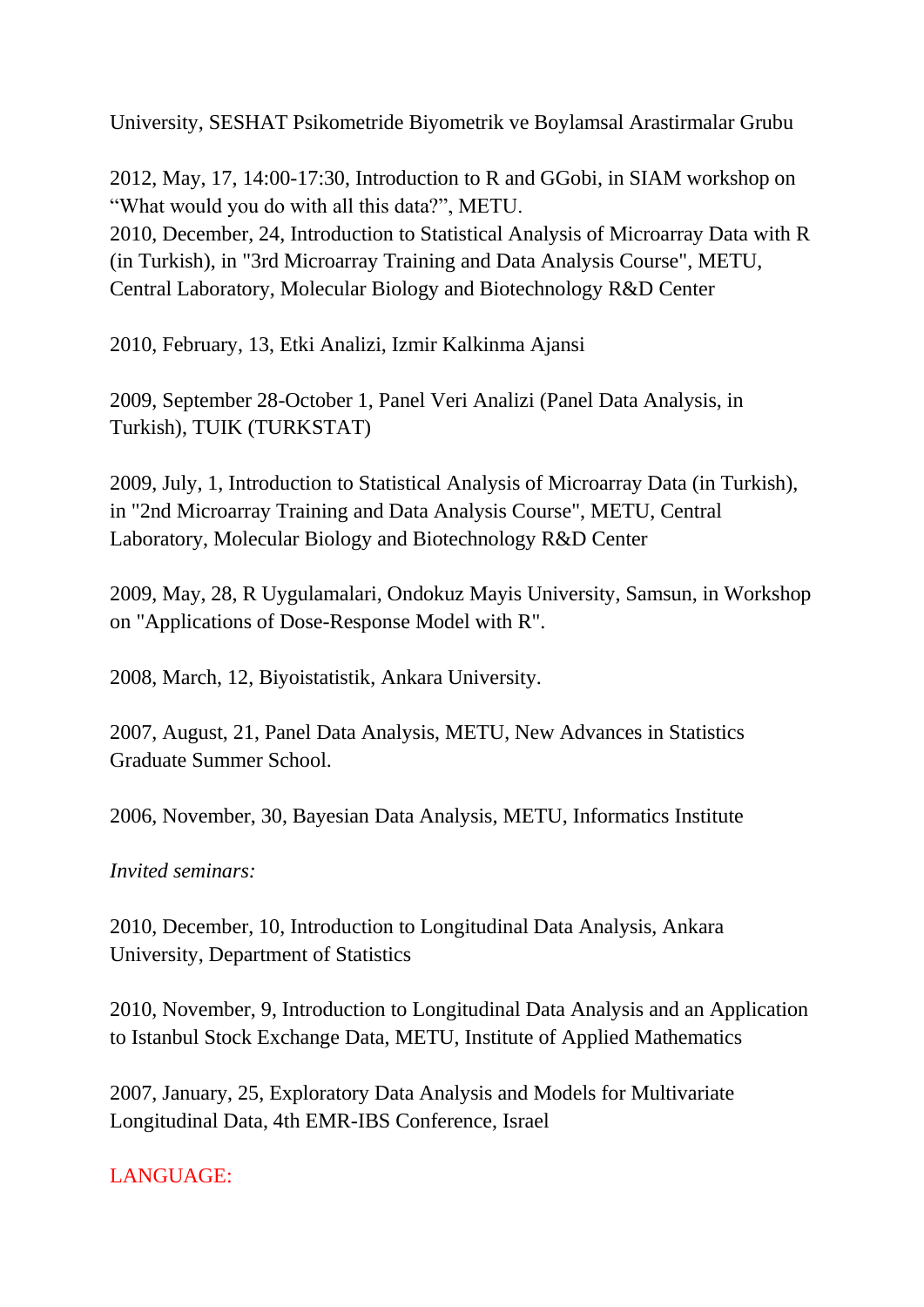University, SESHAT Psikometride Biyometrik ve Boylamsal Arastirmalar Grubu

2012, May, 17, 14:00-17:30, Introduction to R and GGobi, in SIAM workshop on “What would you do with all this data?”, METU.
2010, December, 24, Introduction to Statistical Analysis of Microarray Data with R (in Turkish), in "3rd Microarray Training and Data Analysis Course", METU, Central Laboratory, Molecular Biology and Biotechnology R&D Center

2010, February, 13, Etki Analizi, Izmir Kalkinma Ajansi

2009, September 28-October 1, Panel Veri Analizi (Panel Data Analysis, in Turkish), TUIK (TURKSTAT)

2009, July, 1, Introduction to Statistical Analysis of Microarray Data (in Turkish), in "2nd Microarray Training and Data Analysis Course", METU, Central Laboratory, Molecular Biology and Biotechnology R&D Center

2009, May, 28, R Uygulamalari, Ondokuz Mayis University, Samsun, in Workshop on "Applications of Dose-Response Model with R".

2008, March, 12, Biyoistatistik, Ankara University.

2007, August, 21, Panel Data Analysis, METU, New Advances in Statistics Graduate Summer School.

2006, November, 30, Bayesian Data Analysis, METU, Informatics Institute

*Invited seminars:*

2010, December, 10, Introduction to Longitudinal Data Analysis, Ankara University, Department of Statistics

2010, November, 9, Introduction to Longitudinal Data Analysis and an Application to Istanbul Stock Exchange Data, METU, Institute of Applied Mathematics

2007, January, 25, Exploratory Data Analysis and Models for Multivariate Longitudinal Data, 4th EMR-IBS Conference, Israel

## LANGUAGE: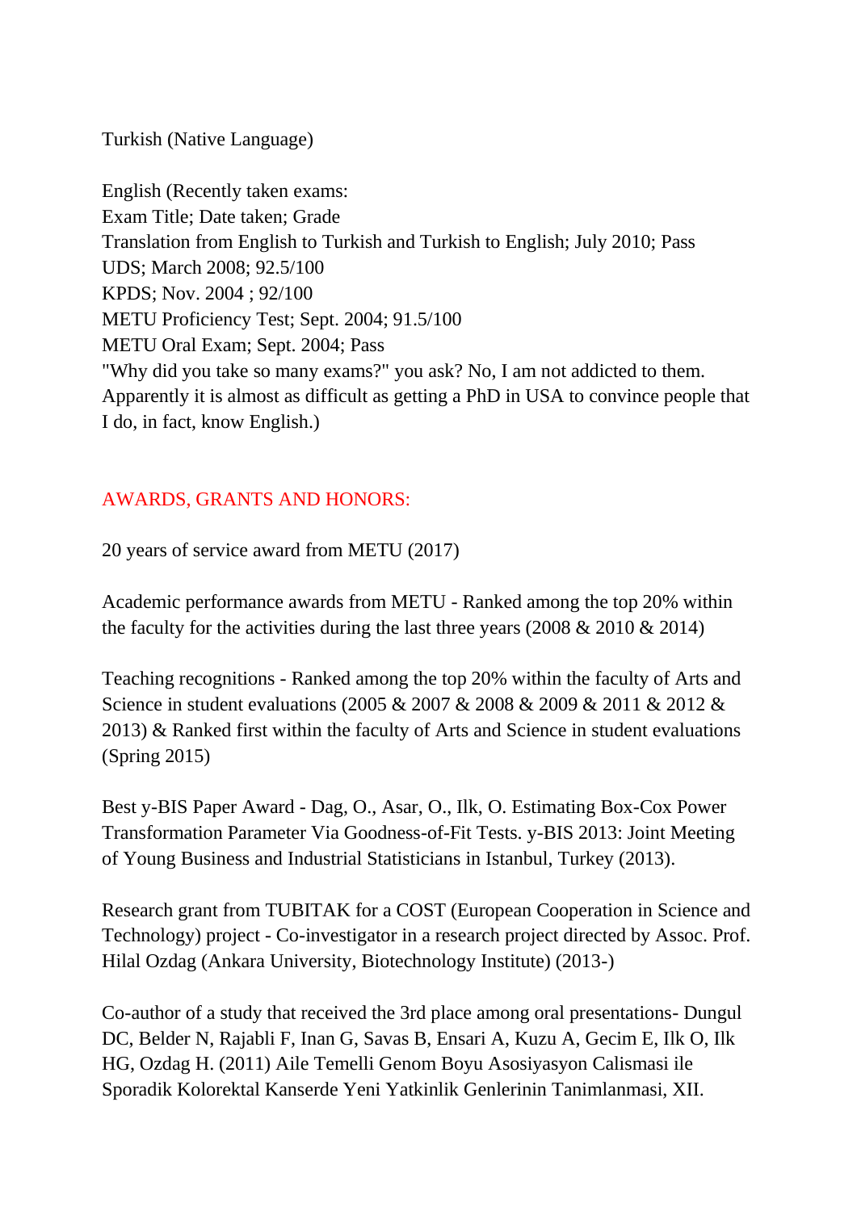Turkish (Native Language)

English (Recently taken exams:
Exam Title; Date taken; Grade
Translation from English to Turkish and Turkish to English; July 2010; Pass
UDS; March 2008; 92.5/100
KPDS; Nov. 2004 ; 92/100
METU Proficiency Test; Sept. 2004; 91.5/100
METU Oral Exam; Sept. 2004; Pass
"Why did you take so many exams?" you ask? No, I am not addicted to them. Apparently it is almost as difficult as getting a PhD in USA to convince people that I do, in fact, know English.)

## AWARDS, GRANTS AND HONORS:

20 years of service award from METU (2017)

Academic performance awards from METU - Ranked among the top 20% within the faculty for the activities during the last three years (2008 & 2010 & 2014)

Teaching recognitions - Ranked among the top 20% within the faculty of Arts and Science in student evaluations (2005 & 2007 & 2008 & 2009 & 2011 & 2012 & 2013) & Ranked first within the faculty of Arts and Science in student evaluations (Spring 2015)

Best y-BIS Paper Award - Dag, O., Asar, O., Ilk, O. Estimating Box-Cox Power Transformation Parameter Via Goodness-of-Fit Tests. y-BIS 2013: Joint Meeting of Young Business and Industrial Statisticians in Istanbul, Turkey (2013).

Research grant from TUBITAK for a COST (European Cooperation in Science and Technology) project - Co-investigator in a research project directed by Assoc. Prof. Hilal Ozdag (Ankara University, Biotechnology Institute) (2013-)

Co-author of a study that received the 3rd place among oral presentations- Dungul DC, Belder N, Rajabli F, Inan G, Savas B, Ensari A, Kuzu A, Gecim E, Ilk O, Ilk HG, Ozdag H. (2011) Aile Temelli Genom Boyu Asosiyasyon Calismasi ile Sporadik Kolorektal Kanserde Yeni Yatkinlik Genlerinin Tanimlanmasi, XII.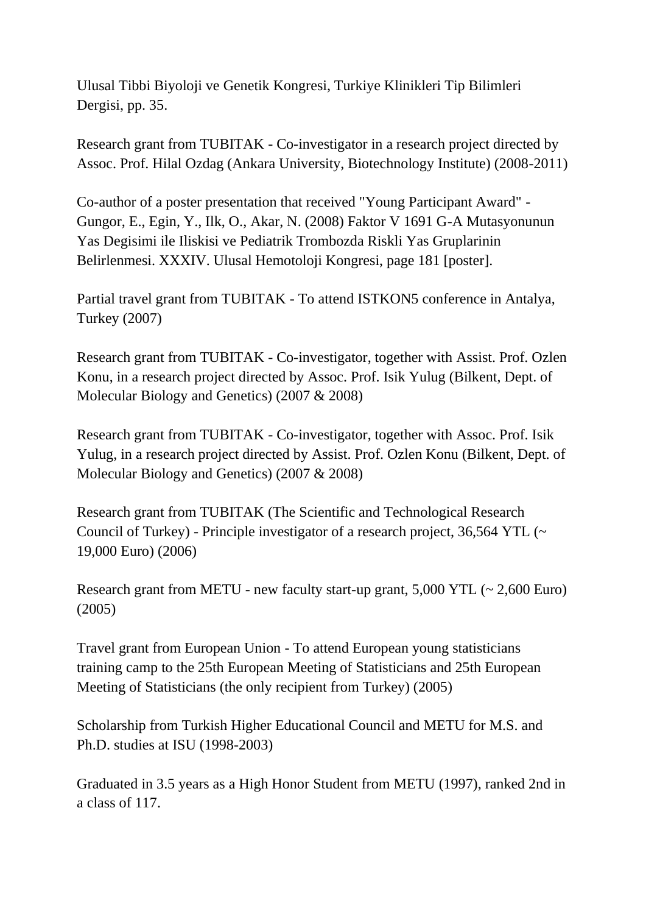Ulusal Tibbi Biyoloji ve Genetik Kongresi, Turkiye Klinikleri Tip Bilimleri Dergisi, pp. 35.

Research grant from TUBITAK - Co-investigator in a research project directed by Assoc. Prof. Hilal Ozdag (Ankara University, Biotechnology Institute) (2008-2011)

Co-author of a poster presentation that received "Young Participant Award" - Gungor, E., Egin, Y., Ilk, O., Akar, N. (2008) Faktor V 1691 G-A Mutasyonunun Yas Degisimi ile Iliskisi ve Pediatrik Trombozda Riskli Yas Gruplarinin Belirlenmesi. XXXIV. Ulusal Hemotoloji Kongresi, page 181 [poster].

Partial travel grant from TUBITAK - To attend ISTKON5 conference in Antalya, Turkey (2007)

Research grant from TUBITAK - Co-investigator, together with Assist. Prof. Ozlen Konu, in a research project directed by Assoc. Prof. Isik Yulug (Bilkent, Dept. of Molecular Biology and Genetics) (2007 & 2008)

Research grant from TUBITAK - Co-investigator, together with Assoc. Prof. Isik Yulug, in a research project directed by Assist. Prof. Ozlen Konu (Bilkent, Dept. of Molecular Biology and Genetics) (2007 & 2008)

Research grant from TUBITAK (The Scientific and Technological Research Council of Turkey) - Principle investigator of a research project, 36,564 YTL (~ 19,000 Euro) (2006)

Research grant from METU - new faculty start-up grant, 5,000 YTL (~ 2,600 Euro) (2005)

Travel grant from European Union - To attend European young statisticians training camp to the 25th European Meeting of Statisticians and 25th European Meeting of Statisticians (the only recipient from Turkey) (2005)

Scholarship from Turkish Higher Educational Council and METU for M.S. and Ph.D. studies at ISU (1998-2003)

Graduated in 3.5 years as a High Honor Student from METU (1997), ranked 2nd in a class of 117.